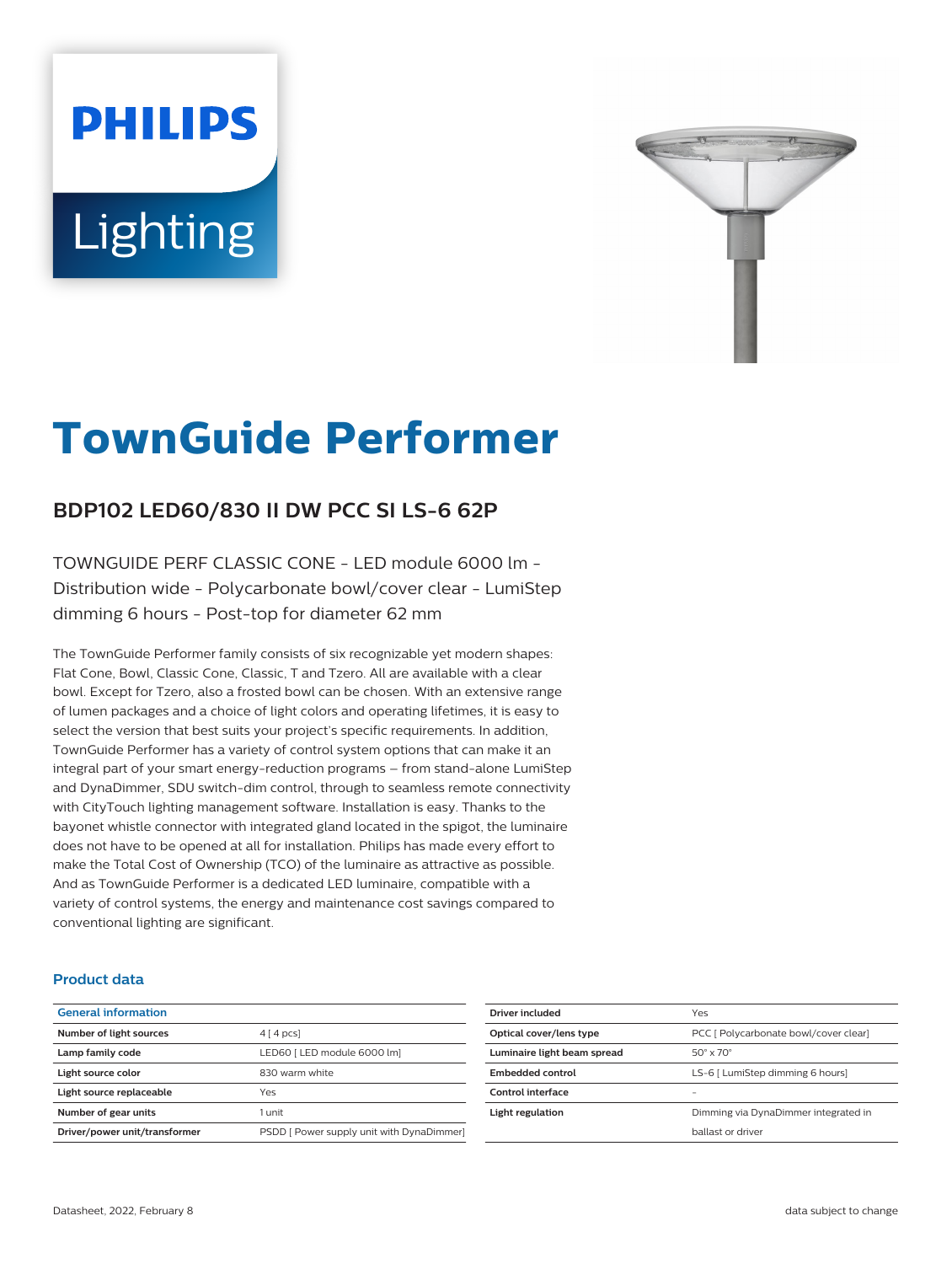# TownGuide Performer

## BDP102 LED60/830 II DW PCC SI LS-6 62P

TOWNGUIDE PERF CLASSIC CONE - LED module 6000 lm - Distribution wide - Polycarbonate bowl/cover clear - LumiStep dimming 6 hours - Post-top for diameter 62 mm

The TownGuide Performer family consists of six recognizable yet modern shapes: Flat Cone, Bowl, Classic Cone, Classic, T and Tzero. All are available with a clear bowl. Except for Tzero, also a frosted bowl can be chosen. With an extensive range of lumen packages and a choice of light colors and operating lifetimes, it is easy to select the version that best suits your project's specific requirements. In addition, TownGuide Performer has a variety of control system options that can make it an integral part of your smart energy-reduction programs – from stand-alone LumiStep and DynaDimmer, SDU switch-dim control, through to seamless remote connectivity with CityTouch lighting management software. Installation is easy. Thanks to the bayonet whistle connector with integrated gland located in the spigot, the luminaire does not have to be opened at all for installation. Philips has made every effort to make the Total Cost of Ownership (TCO) of the luminaire as attractive as possible. And as TownGuide Performer is a dedicated LED luminaire, compatible with a variety of control systems, the energy and maintenance cost savings compared to conventional lighting are significant.

### Product data

| General information | |
|---|---|
| Number of light sources | 4 [ 4 pcs] |
| Lamp family code | LED60 [ LED module 6000 lm] |
| Light source color | 830 warm white |
| Light source replaceable | Yes |
| Number of gear units | 1 unit |
| Driver/power unit/transformer | PSDD [ Power supply unit with DynaDimmer] |
| Driver included | Yes |
| Optical cover/lens type | PCC [ Polycarbonate bowl/cover clear] |
| Luminaire light beam spread | 50° x 70° |
| Embedded control | LS-6 [ LumiStep dimming 6 hours] |
| Control interface | - |
| Light regulation | Dimming via DynaDimmer integrated in ballast or driver |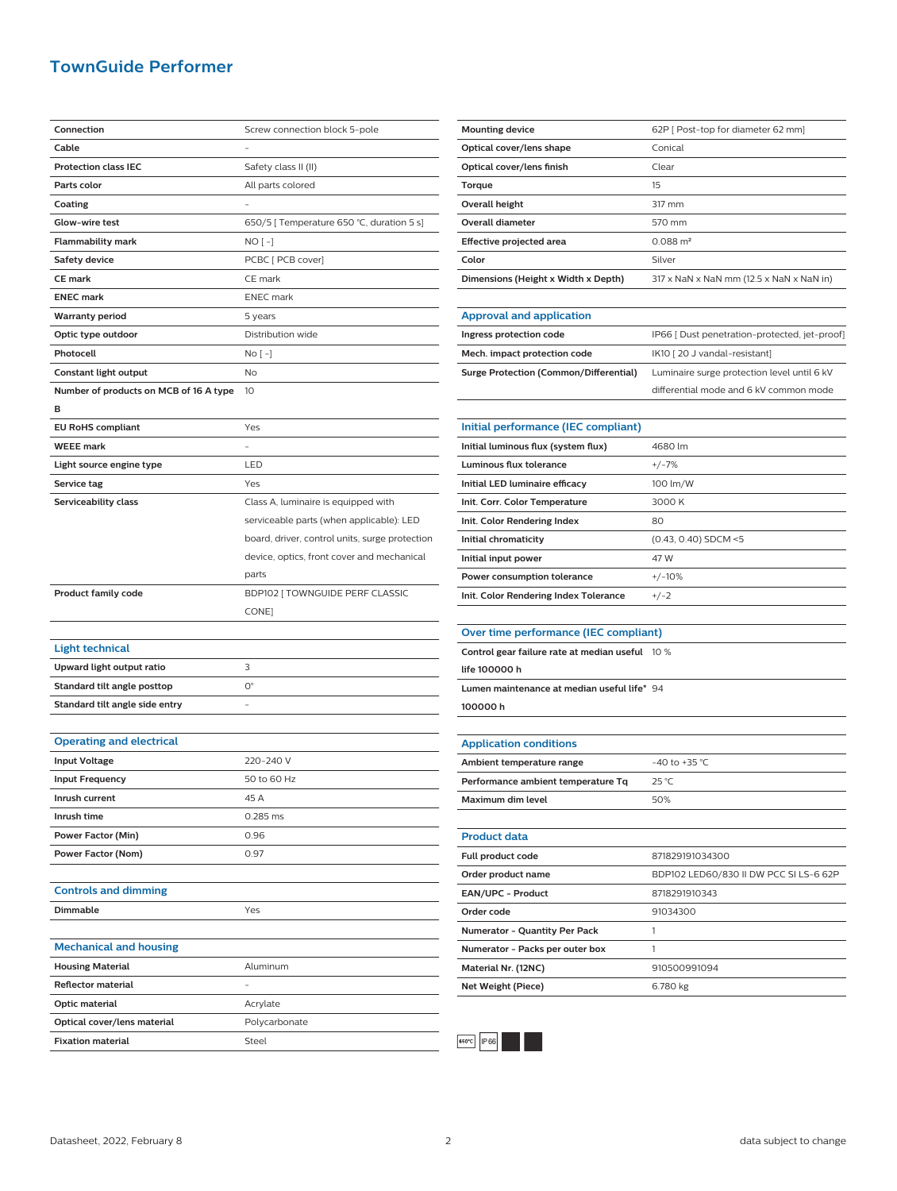# TownGuide Performer

| | |
|---|---|
| **Connection** | Screw connection block 5-pole |
| **Cable** | - |
| **Protection class IEC** | Safety class II (II) |
| **Parts color** | All parts colored |
| **Coating** | - |
| **Glow-wire test** | 650/5 [ Temperature 650 °C, duration 5 s] |
| **Flammability mark** | NO [ -] |
| **Safety device** | PCBC [ PCB cover] |
| **CE mark** | CE mark |
| **ENEC mark** | ENEC mark |
| **Warranty period** | 5 years |
| **Optic type outdoor** | Distribution wide |
| **Photocell** | No [ -] |
| **Constant light output** | No |
| **Number of products on MCB of 16 A type B** | 10 |
| **EU RoHS compliant** | Yes |
| **WEEE mark** | - |
| **Light source engine type** | LED |
| **Service tag** | Yes |
| **Serviceability class** | Class A, luminaire is equipped with serviceable parts (when applicable): LED board, driver, control units, surge protection device, optics, front cover and mechanical parts |
| **Product family code** | BDP102 [ TOWNGUIDE PERF CLASSIC CONE] |

## Light technical

| | |
|---|---|
| **Upward light output ratio** | 3 |
| **Standard tilt angle posttop** | 0° |
| **Standard tilt angle side entry** | - |

## Operating and electrical

| | |
|---|---|
| **Input Voltage** | 220-240 V |
| **Input Frequency** | 50 to 60 Hz |
| **Inrush current** | 45 A |
| **Inrush time** | 0.285 ms |
| **Power Factor (Min)** | 0.96 |
| **Power Factor (Nom)** | 0.97 |

## Controls and dimming

| | |
|---|---|
| **Dimmable** | Yes |

## Mechanical and housing

| | |
|---|---|
| **Housing Material** | Aluminum |
| **Reflector material** | - |
| **Optic material** | Acrylate |
| **Optical cover/lens material** | Polycarbonate |
| **Fixation material** | Steel |
| **Mounting device** | 62P [ Post-top for diameter 62 mm] |
| **Optical cover/lens shape** | Conical |
| **Optical cover/lens finish** | Clear |
| **Torque** | 15 |
| **Overall height** | 317 mm |
| **Overall diameter** | 570 mm |
| **Effective projected area** | 0.088 m² |
| **Color** | Silver |
| **Dimensions (Height x Width x Depth)** | 317 x NaN x NaN mm (12.5 x NaN x NaN in) |

## Approval and application

| | |
|---|---|
| **Ingress protection code** | IP66 [ Dust penetration-protected, jet-proof] |
| **Mech. impact protection code** | IK10 [ 20 J vandal-resistant] |
| **Surge Protection (Common/Differential)** | Luminaire surge protection level until 6 kV differential mode and 6 kV common mode |

## Initial performance (IEC compliant)

| | |
|---|---|
| **Initial luminous flux (system flux)** | 4680 lm |
| **Luminous flux tolerance** | +/-7% |
| **Initial LED luminaire efficacy** | 100 lm/W |
| **Init. Corr. Color Temperature** | 3000 K |
| **Init. Color Rendering Index** | 80 |
| **Initial chromaticity** | (0.43, 0.40) SDCM <5 |
| **Initial input power** | 47 W |
| **Power consumption tolerance** | +/-10% |
| **Init. Color Rendering Index Tolerance** | +/-2 |

## Over time performance (IEC compliant)

| | |
|---|---|
| **Control gear failure rate at median useful life 100000 h** | 10 % |
| **Lumen maintenance at median useful life* 100000 h** | 94 |

## Application conditions

| | |
|---|---|
| **Ambient temperature range** | -40 to +35 °C |
| **Performance ambient temperature Tq** | 25 °C |
| **Maximum dim level** | 50% |

## Product data

| | |
|---|---|
| **Full product code** | 871829191034300 |
| **Order product name** | BDP102 LED60/830 II DW PCC SI LS-6 62P |
| **EAN/UPC - Product** | 8718291910343 |
| **Order code** | 91034300 |
| **Numerator - Quantity Per Pack** | 1 |
| **Numerator - Packs per outer box** | 1 |
| **Material Nr. (12NC)** | 910500991094 |
| **Net Weight (Piece)** | 6.780 kg |

650°C IP66

Datasheet, 2022, February 8

data subject to change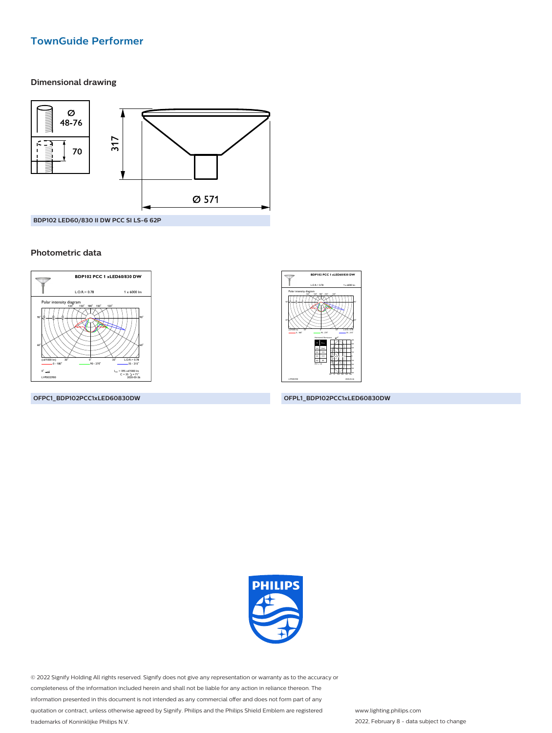## TownGuide Performer

### Dimensional drawing

Ø 48-76

70

317

Ø 571

BDP102 LED60/830 II DW PCC SI LS-6 62P

### Photometric data

BDP102 PCC 1 xLED60/830 DW

L.O.R.= 0.78

1 x 6000 lm

Polar intensity diagram

OFPC1_BDP102PCC1xLED60830DW

BDP102 PCC 1 xLED60/830 DW

L.O.R.= 0.78

1 x 6000 lm

Polar intensity diagram

OFPL1_BDP102PCC1xLED60830DW

© 2022 Signify Holding All rights reserved. Signify does not give any representation or warranty as to the accuracy or completeness of the information included herein and shall not be liable for any action in reliance thereon. The information presented in this document is not intended as any commercial offer and does not form part of any quotation or contract, unless otherwise agreed by Signify. Philips and the Philips Shield Emblem are registered trademarks of Koninklijke Philips N.V.

www.lighting.philips.com

2022, February 8 - data subject to change